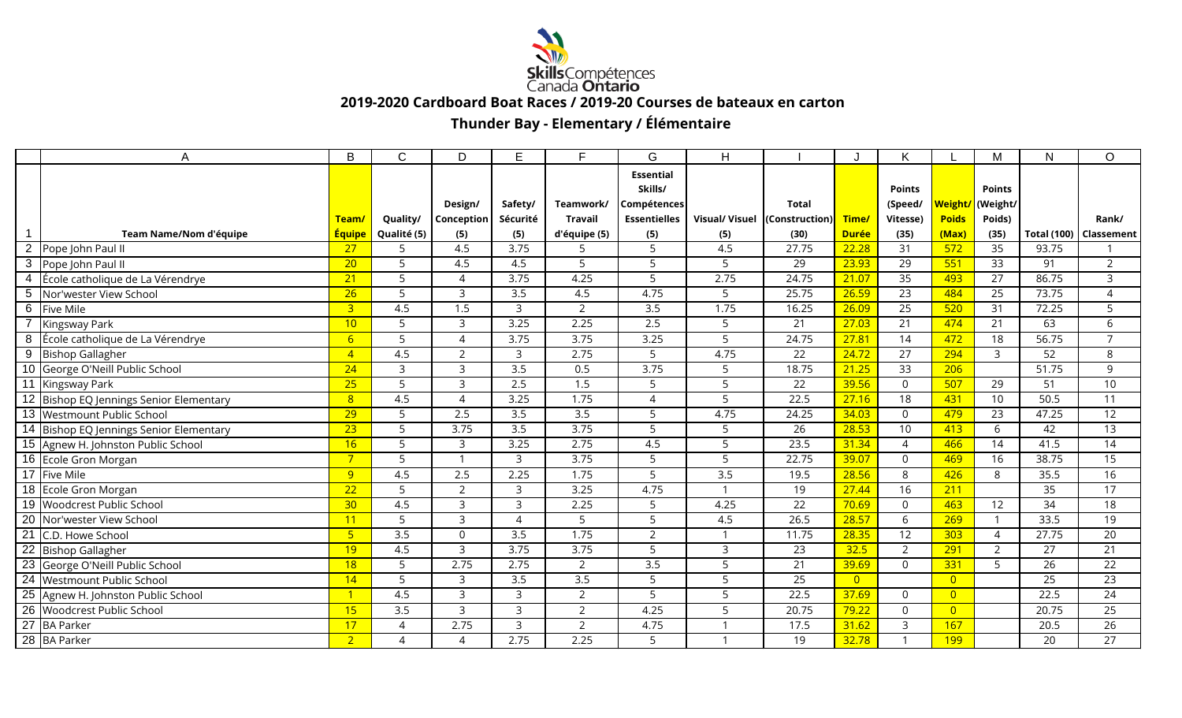Skills Compétences Canada Ontario

## 2019-2020 Cardboard Boat Races / 2019-20 Courses de bateaux en carton

### Thunder Bay - Elementary / Élémentaire

| | A | B | C | D | E | F | G | H | I | J | K | L | M | N | O |
|---|---|---|---|---|---|---|---|---|---|---|---|---|---|---|---|
| 1 | Team Name/Nom d'équipe | Team/ Équipe | Quality/ Qualité (5) | Design/ Conception (5) | Safety/ Sécurité (5) | Teamwork/ Travail d'équipe (5) | Essential Skills/ Compétences Essentielles (5) | Visual/ Visuel (5) | Total (Construction) (30) | Time/ Durée | Points (Speed/ Vitesse) (35) | Weight/ Poids (Max) | Points (Weight/ Poids) (35) | Total (100) | Rank/ Classement |
| 2 | Pope John Paul II | 27 | 5 | 4.5 | 3.75 | 5 | 5 | 4.5 | 27.75 | 22.28 | 31 | 572 | 35 | 93.75 | 1 |
| 3 | Pope John Paul II | 20 | 5 | 4.5 | 4.5 | 5 | 5 | 5 | 29 | 23.93 | 29 | 551 | 33 | 91 | 2 |
| 4 | École catholique de La Vérendrye | 21 | 5 | 4 | 3.75 | 4.25 | 5 | 2.75 | 24.75 | 21.07 | 35 | 493 | 27 | 86.75 | 3 |
| 5 | Nor'wester View School | 26 | 5 | 3 | 3.5 | 4.5 | 4.75 | 5 | 25.75 | 26.59 | 23 | 484 | 25 | 73.75 | 4 |
| 6 | Five Mile | 3 | 4.5 | 1.5 | 3 | 2 | 3.5 | 1.75 | 16.25 | 26.09 | 25 | 520 | 31 | 72.25 | 5 |
| 7 | Kingsway Park | 10 | 5 | 3 | 3.25 | 2.25 | 2.5 | 5 | 21 | 27.03 | 21 | 474 | 21 | 63 | 6 |
| 8 | École catholique de La Vérendrye | 6 | 5 | 4 | 3.75 | 3.75 | 3.25 | 5 | 24.75 | 27.81 | 14 | 472 | 18 | 56.75 | 7 |
| 9 | Bishop Gallagher | 4 | 4.5 | 2 | 3 | 2.75 | 5 | 4.75 | 22 | 24.72 | 27 | 294 | 3 | 52 | 8 |
| 10 | George O'Neill Public School | 24 | 3 | 3 | 3.5 | 0.5 | 3.75 | 5 | 18.75 | 21.25 | 33 | 206 | | 51.75 | 9 |
| 11 | Kingsway Park | 25 | 5 | 3 | 2.5 | 1.5 | 5 | 5 | 22 | 39.56 | 0 | 507 | 29 | 51 | 10 |
| 12 | Bishop EQ Jennings Senior Elementary | 8 | 4.5 | 4 | 3.25 | 1.75 | 4 | 5 | 22.5 | 27.16 | 18 | 431 | 10 | 50.5 | 11 |
| 13 | Westmount Public School | 29 | 5 | 2.5 | 3.5 | 3.5 | 5 | 4.75 | 24.25 | 34.03 | 0 | 479 | 23 | 47.25 | 12 |
| 14 | Bishop EQ Jennings Senior Elementary | 23 | 5 | 3.75 | 3.5 | 3.75 | 5 | 5 | 26 | 28.53 | 10 | 413 | 6 | 42 | 13 |
| 15 | Agnew H. Johnston Public School | 16 | 5 | 3 | 3.25 | 2.75 | 4.5 | 5 | 23.5 | 31.34 | 4 | 466 | 14 | 41.5 | 14 |
| 16 | Ecole Gron Morgan | 7 | 5 | 1 | 3 | 3.75 | 5 | 5 | 22.75 | 39.07 | 0 | 469 | 16 | 38.75 | 15 |
| 17 | Five Mile | 9 | 4.5 | 2.5 | 2.25 | 1.75 | 5 | 3.5 | 19.5 | 28.56 | 8 | 426 | 8 | 35.5 | 16 |
| 18 | Ecole Gron Morgan | 22 | 5 | 2 | 3 | 3.25 | 4.75 | 1 | 19 | 27.44 | 16 | 211 | | 35 | 17 |
| 19 | Woodcrest Public School | 30 | 4.5 | 3 | 3 | 2.25 | 5 | 4.25 | 22 | 70.69 | 0 | 463 | 12 | 34 | 18 |
| 20 | Nor'wester View School | 11 | 5 | 3 | 4 | 5 | 5 | 4.5 | 26.5 | 28.57 | 6 | 269 | 1 | 33.5 | 19 |
| 21 | C.D. Howe School | 5 | 3.5 | 0 | 3.5 | 1.75 | 2 | 1 | 11.75 | 28.35 | 12 | 303 | 4 | 27.75 | 20 |
| 22 | Bishop Gallagher | 19 | 4.5 | 3 | 3.75 | 3.75 | 5 | 3 | 23 | 32.5 | 2 | 291 | 2 | 27 | 21 |
| 23 | George O'Neill Public School | 18 | 5 | 2.75 | 2.75 | 2 | 3.5 | 5 | 21 | 39.69 | 0 | 331 | 5 | 26 | 22 |
| 24 | Westmount Public School | 14 | 5 | 3 | 3.5 | 3.5 | 5 | 5 | 25 | 0 | | 0 | | 25 | 23 |
| 25 | Agnew H. Johnston Public School | 1 | 4.5 | 3 | 3 | 2 | 5 | 5 | 22.5 | 37.69 | 0 | 0 | | 22.5 | 24 |
| 26 | Woodcrest Public School | 15 | 3.5 | 3 | 3 | 2 | 4.25 | 5 | 20.75 | 79.22 | 0 | 0 | | 20.75 | 25 |
| 27 | BA Parker | 17 | 4 | 2.75 | 3 | 2 | 4.75 | 1 | 17.5 | 31.62 | 3 | 167 | | 20.5 | 26 |
| 28 | BA Parker | 2 | 4 | 4 | 2.75 | 2.25 | 5 | 1 | 19 | 32.78 | 1 | 199 | | 20 | 27 |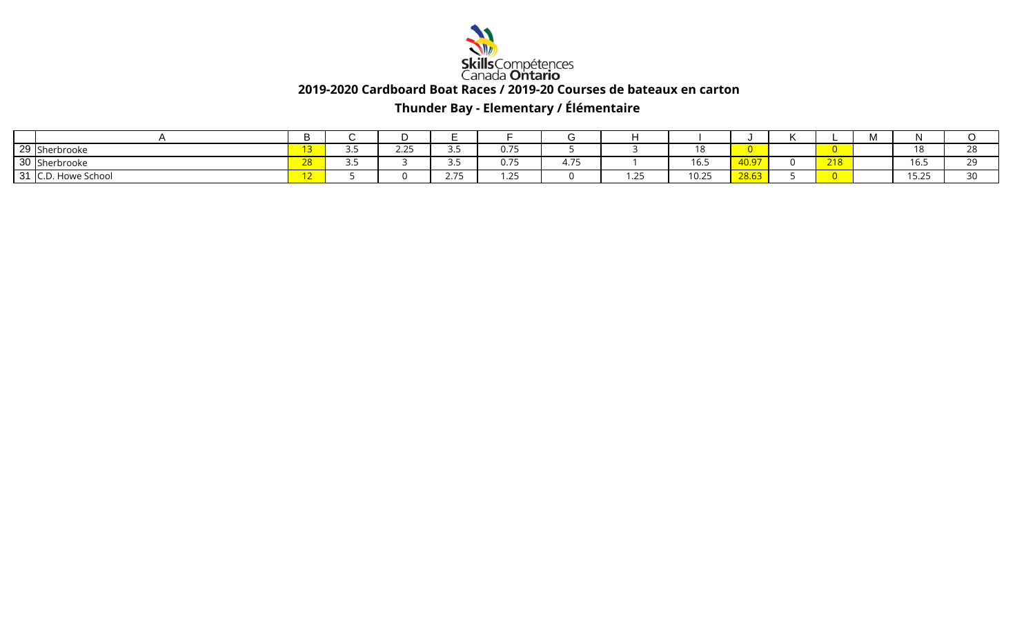Skills Compétences Canada Ontario

## 2019-2020 Cardboard Boat Races / 2019-20 Courses de bateaux en carton

## Thunder Bay - Elementary / Élémentaire

| | A | B | C | D | E | F | G | H | I | J | K | L | M | N | O |
|---|---|---|---|---|---|---|---|---|---|---|---|---|---|---|---|
| 29 | Sherbrooke | 13 | 3.5 | 2.25 | 3.5 | 0.75 | 5 | 3 | 18 | 0 | | 0 | | 18 | 28 |
| 30 | Sherbrooke | 28 | 3.5 | 3 | 3.5 | 0.75 | 4.75 | 1 | 16.5 | 40.97 | 0 | 218 | | 16.5 | 29 |
| 31 | C.D. Howe School | 12 | 5 | 0 | 2.75 | 1.25 | 0 | 1.25 | 10.25 | 28.63 | 5 | 0 | | 15.25 | 30 |